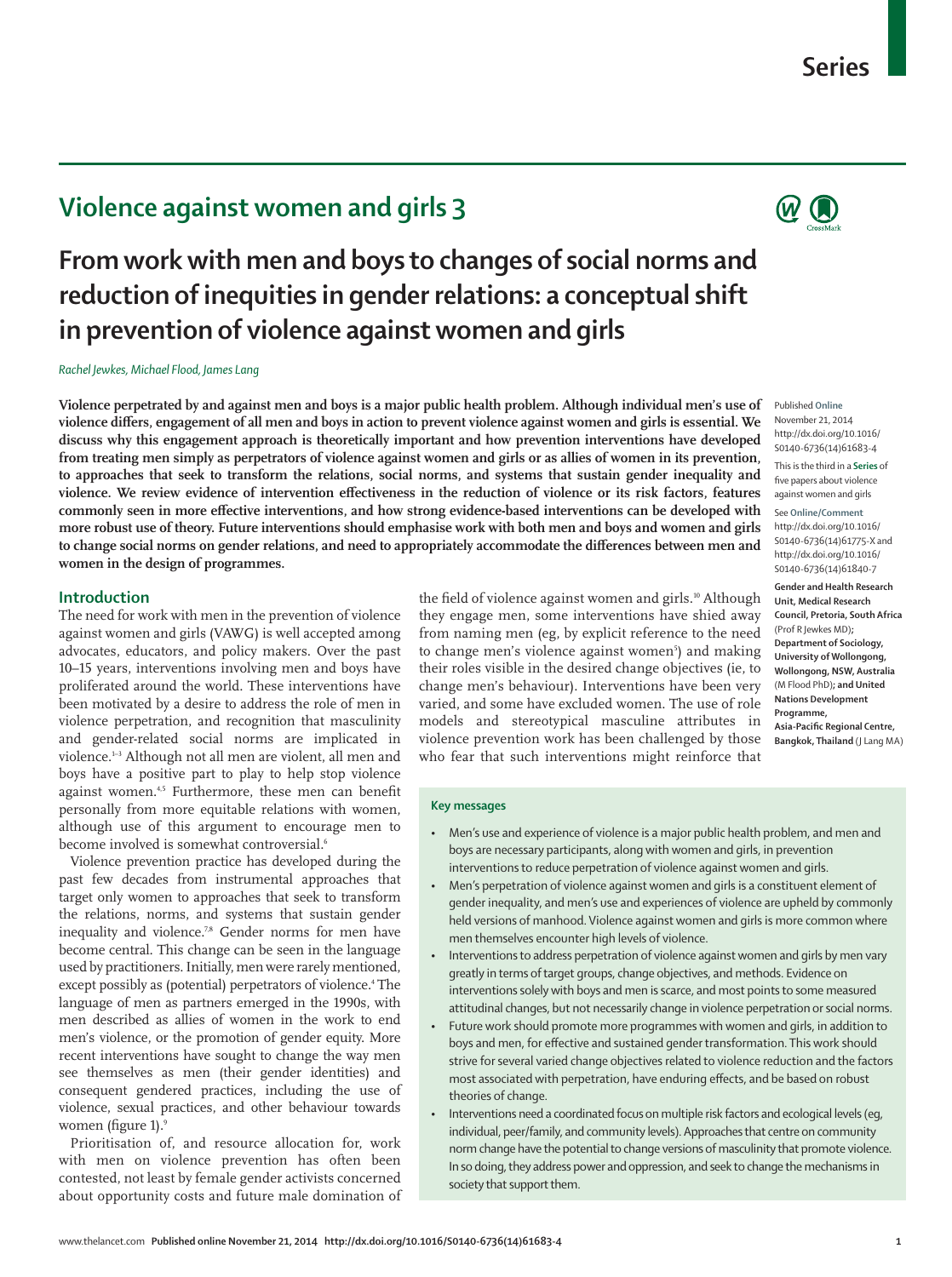Series

# Violence against women and girls 3

## From work with men and boys to changes of social norms and reduction of inequities in gender relations: a conceptual shift in prevention of violence against women and girls

*Rachel Jewkes, Michael Flood, James Lang*

**Violence perpetrated by and against men and boys is a major public health problem. Although individual men's use of violence differs, engagement of all men and boys in action to prevent violence against women and girls is essential. We discuss why this engagement approach is theoretically important and how prevention interventions have developed from treating men simply as perpetrators of violence against women and girls or as allies of women in its prevention, to approaches that seek to transform the relations, social norms, and systems that sustain gender inequality and violence. We review evidence of intervention effectiveness in the reduction of violence or its risk factors, features commonly seen in more effective interventions, and how strong evidence-based interventions can be developed with more robust use of theory. Future interventions should emphasise work with both men and boys and women and girls to change social norms on gender relations, and need to appropriately accommodate the differences between men and women in the design of programmes.**

Published **Online** November 21, 2014 http://dx.doi.org/10.1016/S0140-6736(14)61683-4

This is the third in a **Series** of five papers about violence against women and girls

See **Online/Comment** http://dx.doi.org/10.1016/S0140-6736(14)61775-X and http://dx.doi.org/10.1016/S0140-6736(14)61840-7

**Gender and Health Research Unit, Medical Research Council, Pretoria, South Africa** (Prof R Jewkes MD)**; Department of Sociology, University of Wollongong, Wollongong, NSW, Australia** (M Flood PhD)**; and United Nations Development Programme, Asia-Pacific Regional Centre, Bangkok, Thailand** (J Lang MA)

## Introduction

The need for work with men in the prevention of violence against women and girls (VAWG) is well accepted among advocates, educators, and policy makers. Over the past 10–15 years, interventions involving men and boys have proliferated around the world. These interventions have been motivated by a desire to address the role of men in violence perpetration, and recognition that masculinity and gender-related social norms are implicated in violence.[1–3] Although not all men are violent, all men and boys have a positive part to play to help stop violence against women.[4,5] Furthermore, these men can benefit personally from more equitable relations with women, although use of this argument to encourage men to become involved is somewhat controversial.[6]

Violence prevention practice has developed during the past few decades from instrumental approaches that target only women to approaches that seek to transform the relations, norms, and systems that sustain gender inequality and violence.[7,8] Gender norms for men have become central. This change can be seen in the language used by practitioners. Initially, men were rarely mentioned, except possibly as (potential) perpetrators of violence.[4] The language of men as partners emerged in the 1990s, with men described as allies of women in the work to end men's violence, or the promotion of gender equity. More recent interventions have sought to change the way men see themselves as men (their gender identities) and consequent gendered practices, including the use of violence, sexual practices, and other behaviour towards women (figure 1).[9]

Prioritisation of, and resource allocation for, work with men on violence prevention has often been contested, not least by female gender activists concerned about opportunity costs and future male domination of the field of violence against women and girls.[10] Although they engage men, some interventions have shied away from naming men (eg, by explicit reference to the need to change men's violence against women[5]) and making their roles visible in the desired change objectives (ie, to change men's behaviour). Interventions have been very varied, and some have excluded women. The use of role models and stereotypical masculine attributes in violence prevention work has been challenged by those who fear that such interventions might reinforce that

### Key messages

- Men's use and experience of violence is a major public health problem, and men and boys are necessary participants, along with women and girls, in prevention interventions to reduce perpetration of violence against women and girls.
- Men's perpetration of violence against women and girls is a constituent element of gender inequality, and men's use and experiences of violence are upheld by commonly held versions of manhood. Violence against women and girls is more common where men themselves encounter high levels of violence.
- Interventions to address perpetration of violence against women and girls by men vary greatly in terms of target groups, change objectives, and methods. Evidence on interventions solely with boys and men is scarce, and most points to some measured attitudinal changes, but not necessarily change in violence perpetration or social norms.
- Future work should promote more programmes with women and girls, in addition to boys and men, for effective and sustained gender transformation. This work should strive for several varied change objectives related to violence reduction and the factors most associated with perpetration, have enduring effects, and be based on robust theories of change.
- Interventions need a coordinated focus on multiple risk factors and ecological levels (eg, individual, peer/family, and community levels). Approaches that centre on community norm change have the potential to change versions of masculinity that promote violence. In so doing, they address power and oppression, and seek to change the mechanisms in society that support them.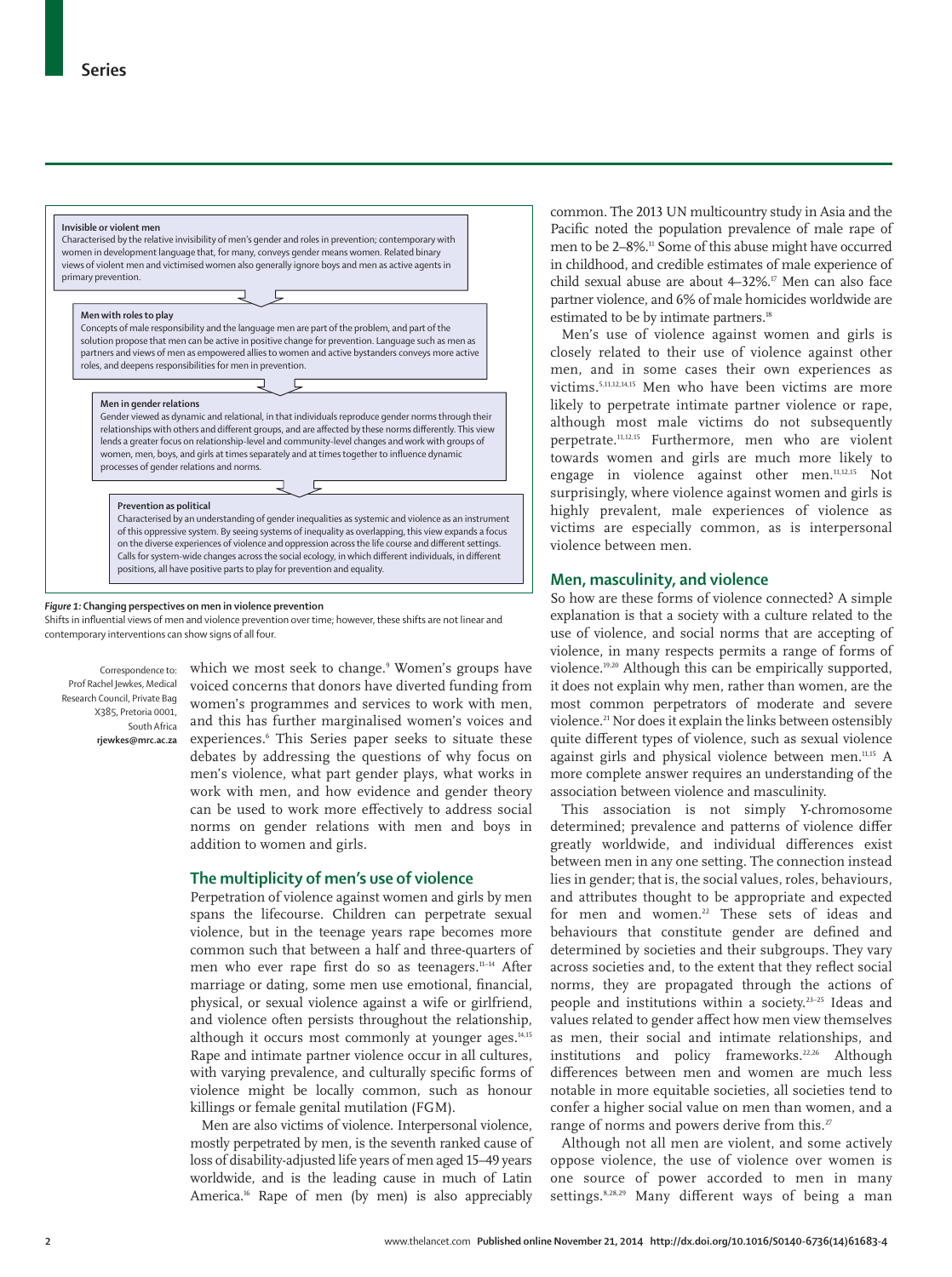**Invisible or violent men**

Characterised by the relative invisibility of men's gender and roles in prevention; contemporary with women in development language that, for many, conveys gender means women. Related binary views of violent men and victimised women also generally ignore boys and men as active agents in primary prevention.

**Men with roles to play**

Concepts of male responsibility and the language men are part of the problem, and part of the solution propose that men can be active in positive change for prevention. Language such as men as partners and views of men as empowered allies to women and active bystanders conveys more active roles, and deepens responsibilities for men in prevention.

**Men in gender relations**

Gender viewed as dynamic and relational, in that individuals reproduce gender norms through their relationships with others and different groups, and are affected by these norms differently. This view lends a greater focus on relationship-level and community-level changes and work with groups of women, men, boys, and girls at times separately and at times together to influence dynamic processes of gender relations and norms.

**Prevention as political**

Characterised by an understanding of gender inequalities as systemic and violence as an instrument of this oppressive system. By seeing systems of inequality as overlapping, this view expands a focus on the diverse experiences of violence and oppression across the life course and different settings. Calls for system-wide changes across the social ecology, in which different individuals, in different positions, all have positive parts to play for prevention and equality.

*Figure 1:* **Changing perspectives on men in violence prevention**

Shifts in influential views of men and violence prevention over time; however, these shifts are not linear and contemporary interventions can show signs of all four.

Correspondence to: Prof Rachel Jewkes, Medical Research Council, Private Bag X385, Pretoria 0001, South Africa **rjewkes@mrc.ac.za**

which we most seek to change.[9] Women's groups have voiced concerns that donors have diverted funding from women's programmes and services to work with men, and this has further marginalised women's voices and experiences.[6] This Series paper seeks to situate these debates by addressing the questions of why focus on men's violence, what part gender plays, what works in work with men, and how evidence and gender theory can be used to work more effectively to address social norms on gender relations with men and boys in addition to women and girls.

## The multiplicity of men's use of violence

Perpetration of violence against women and girls by men spans the lifecourse. Children can perpetrate sexual violence, but in the teenage years rape becomes more common such that between a half and three-quarters of men who ever rape first do so as teenagers.[11–14] After marriage or dating, some men use emotional, financial, physical, or sexual violence against a wife or girlfriend, and violence often persists throughout the relationship, although it occurs most commonly at younger ages.[14,15] Rape and intimate partner violence occur in all cultures, with varying prevalence, and culturally specific forms of violence might be locally common, such as honour killings or female genital mutilation (FGM).

Men are also victims of violence. Interpersonal violence, mostly perpetrated by men, is the seventh ranked cause of loss of disability-adjusted life years of men aged 15–49 years worldwide, and is the leading cause in much of Latin America.[16] Rape of men (by men) is also appreciably common. The 2013 UN multicountry study in Asia and the Pacific noted the population prevalence of male rape of men to be 2–8%.[11] Some of this abuse might have occurred in childhood, and credible estimates of male experience of child sexual abuse are about 4–32%.[17] Men can also face partner violence, and 6% of male homicides worldwide are estimated to be by intimate partners.[18]

Men's use of violence against women and girls is closely related to their use of violence against other men, and in some cases their own experiences as victims.[5,11,12,14,15] Men who have been victims are more likely to perpetrate intimate partner violence or rape, although most male victims do not subsequently perpetrate.[11,12,15] Furthermore, men who are violent towards women and girls are much more likely to engage in violence against other men.[11,12,15] Not surprisingly, where violence against women and girls is highly prevalent, male experiences of violence as victims are especially common, as is interpersonal violence between men.

## Men, masculinity, and violence

So how are these forms of violence connected? A simple explanation is that a society with a culture related to the use of violence, and social norms that are accepting of violence, in many respects permits a range of forms of violence.[19,20] Although this can be empirically supported, it does not explain why men, rather than women, are the most common perpetrators of moderate and severe violence.[21] Nor does it explain the links between ostensibly quite different types of violence, such as sexual violence against girls and physical violence between men.[11,15] A more complete answer requires an understanding of the association between violence and masculinity.

This association is not simply Y-chromosome determined; prevalence and patterns of violence differ greatly worldwide, and individual differences exist between men in any one setting. The connection instead lies in gender; that is, the social values, roles, behaviours, and attributes thought to be appropriate and expected for men and women.[22] These sets of ideas and behaviours that constitute gender are defined and determined by societies and their subgroups. They vary across societies and, to the extent that they reflect social norms, they are propagated through the actions of people and institutions within a society.[23–25] Ideas and values related to gender affect how men view themselves as men, their social and intimate relationships, and institutions and policy frameworks.[22,26] Although differences between men and women are much less notable in more equitable societies, all societies tend to confer a higher social value on men than women, and a range of norms and powers derive from this.[27]

Although not all men are violent, and some actively oppose violence, the use of violence over women is one source of power accorded to men in many settings.[8,28,29] Many different ways of being a man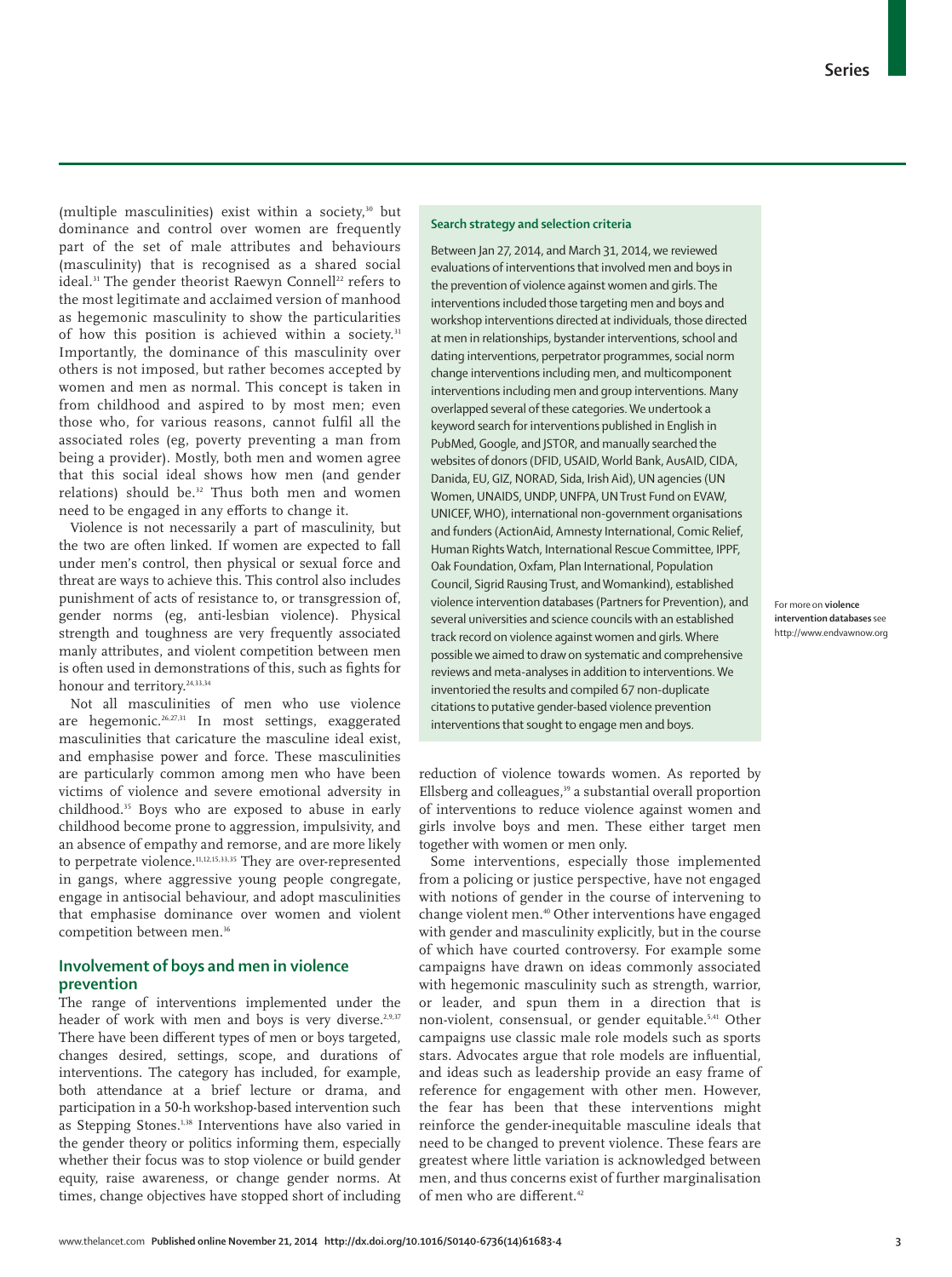(multiple masculinities) exist within a society,[30] but dominance and control over women are frequently part of the set of male attributes and behaviours (masculinity) that is recognised as a shared social ideal.[31] The gender theorist Raewyn Connell[22] refers to the most legitimate and acclaimed version of manhood as hegemonic masculinity to show the particularities of how this position is achieved within a society.[31] Importantly, the dominance of this masculinity over others is not imposed, but rather becomes accepted by women and men as normal. This concept is taken in from childhood and aspired to by most men; even those who, for various reasons, cannot fulfil all the associated roles (eg, poverty preventing a man from being a provider). Mostly, both men and women agree that this social ideal shows how men (and gender relations) should be.[32] Thus both men and women need to be engaged in any efforts to change it.

Violence is not necessarily a part of masculinity, but the two are often linked. If women are expected to fall under men's control, then physical or sexual force and threat are ways to achieve this. This control also includes punishment of acts of resistance to, or transgression of, gender norms (eg, anti-lesbian violence). Physical strength and toughness are very frequently associated manly attributes, and violent competition between men is often used in demonstrations of this, such as fights for honour and territory.[24,33,34]

Not all masculinities of men who use violence are hegemonic.[26,27,31] In most settings, exaggerated masculinities that caricature the masculine ideal exist, and emphasise power and force. These masculinities are particularly common among men who have been victims of violence and severe emotional adversity in childhood.[35] Boys who are exposed to abuse in early childhood become prone to aggression, impulsivity, and an absence of empathy and remorse, and are more likely to perpetrate violence.[11,12,15,33,35] They are over-represented in gangs, where aggressive young people congregate, engage in antisocial behaviour, and adopt masculinities that emphasise dominance over women and violent competition between men.[36]

## Involvement of boys and men in violence prevention

The range of interventions implemented under the header of work with men and boys is very diverse.[2,9,37] There have been different types of men or boys targeted, changes desired, settings, scope, and durations of interventions. The category has included, for example, both attendance at a brief lecture or drama, and participation in a 50-h workshop-based intervention such as Stepping Stones.[1,38] Interventions have also varied in the gender theory or politics informing them, especially whether their focus was to stop violence or build gender equity, raise awareness, or change gender norms. At times, change objectives have stopped short of including reduction of violence towards women. As reported by Ellsberg and colleagues,[39] a substantial overall proportion of interventions to reduce violence against women and girls involve boys and men. These either target men together with women or men only.

Some interventions, especially those implemented from a policing or justice perspective, have not engaged with notions of gender in the course of intervening to change violent men.[40] Other interventions have engaged with gender and masculinity explicitly, but in the course of which have courted controversy. For example some campaigns have drawn on ideas commonly associated with hegemonic masculinity such as strength, warrior, or leader, and spun them in a direction that is non-violent, consensual, or gender equitable.[5,41] Other campaigns use classic male role models such as sports stars. Advocates argue that role models are influential, and ideas such as leadership provide an easy frame of reference for engagement with other men. However, the fear has been that these interventions might reinforce the gender-inequitable masculine ideals that need to be changed to prevent violence. These fears are greatest where little variation is acknowledged between men, and thus concerns exist of further marginalisation of men who are different.[42]

### Search strategy and selection criteria

Between Jan 27, 2014, and March 31, 2014, we reviewed evaluations of interventions that involved men and boys in the prevention of violence against women and girls. The interventions included those targeting men and boys and workshop interventions directed at individuals, those directed at men in relationships, bystander interventions, school and dating interventions, perpetrator programmes, social norm change interventions including men, and multicomponent interventions including men and group interventions. Many overlapped several of these categories. We undertook a keyword search for interventions published in English in PubMed, Google, and JSTOR, and manually searched the websites of donors (DFID, USAID, World Bank, AusAID, CIDA, Danida, EU, GIZ, NORAD, Sida, Irish Aid), UN agencies (UN Women, UNAIDS, UNDP, UNFPA, UN Trust Fund on EVAW, UNICEF, WHO), international non-government organisations and funders (ActionAid, Amnesty International, Comic Relief, Human Rights Watch, International Rescue Committee, IPPF, Oak Foundation, Oxfam, Plan International, Population Council, Sigrid Rausing Trust, and Womankind), established violence intervention databases (Partners for Prevention), and several universities and science councils with an established track record on violence against women and girls. Where possible we aimed to draw on systematic and comprehensive reviews and meta-analyses in addition to interventions. We inventoried the results and compiled 67 non-duplicate citations to putative gender-based violence prevention interventions that sought to engage men and boys.

For more on **violence intervention databases** see http://www.endvawnow.org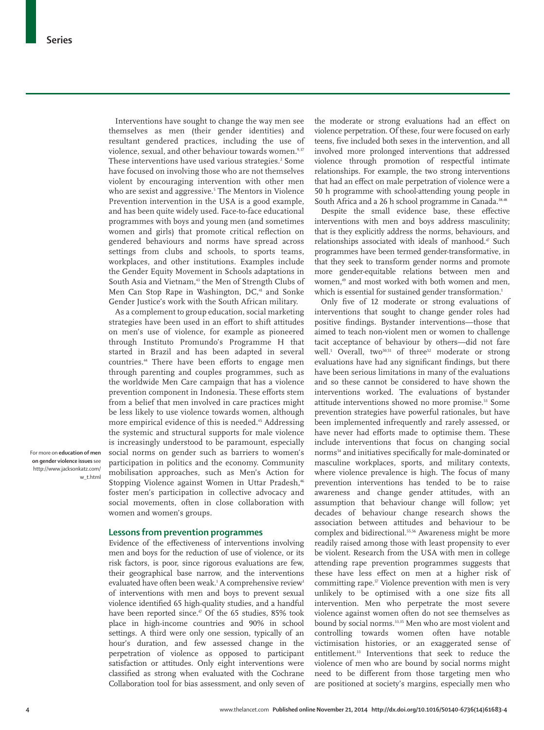Interventions have sought to change the way men see themselves as men (their gender identities) and resultant gendered practices, including the use of violence, sexual, and other behaviour towards women.[9,37] These interventions have used various strategies.[2] Some have focused on involving those who are not themselves violent by encouraging intervention with other men who are sexist and aggressive.[5] The Mentors in Violence Prevention intervention in the USA is a good example, and has been quite widely used. Face-to-face educational programmes with boys and young men (and sometimes women and girls) that promote critical reflection on gendered behaviours and norms have spread across settings from clubs and schools, to sports teams, workplaces, and other institutions. Examples include the Gender Equity Movement in Schools adaptations in South Asia and Vietnam,[43] the Men of Strength Clubs of Men Can Stop Rape in Washington, DC,[41] and Sonke Gender Justice's work with the South African military.

For more on **education of men on gender violence issues** see http://www.jacksonkatz.com/w_t.html

As a complement to group education, social marketing strategies have been used in an effort to shift attitudes on men's use of violence, for example as pioneered through Instituto Promundo's Programme H that started in Brazil and has been adapted in several countries.[44] There have been efforts to engage men through parenting and couples programmes, such as the worldwide Men Care campaign that has a violence prevention component in Indonesia. These efforts stem from a belief that men involved in care practices might be less likely to use violence towards women, although more empirical evidence of this is needed.[45] Addressing the systemic and structural supports for male violence is increasingly understood to be paramount, especially social norms on gender such as barriers to women's participation in politics and the economy. Community mobilisation approaches, such as Men's Action for Stopping Violence against Women in Uttar Pradesh,[46] foster men's participation in collective advocacy and social movements, often in close collaboration with women and women's groups.

## Lessons from prevention programmes

Evidence of the effectiveness of interventions involving men and boys for the reduction of use of violence, or its risk factors, is poor, since rigorous evaluations are few, their geographical base narrow, and the interventions evaluated have often been weak.[1] A comprehensive review[1] of interventions with men and boys to prevent sexual violence identified 65 high-quality studies, and a handful have been reported since.[47] Of the 65 studies, 85% took place in high-income countries and 90% in school settings. A third were only one session, typically of an hour's duration, and few assessed change in the perpetration of violence as opposed to participant satisfaction or attitudes. Only eight interventions were classified as strong when evaluated with the Cochrane Collaboration tool for bias assessment, and only seven of the moderate or strong evaluations had an effect on violence perpetration. Of these, four were focused on early teens, five included both sexes in the intervention, and all involved more prolonged interventions that addressed violence through promotion of respectful intimate relationships. For example, the two strong interventions that had an effect on male perpetration of violence were a 50 h programme with school-attending young people in South Africa and a 26 h school programme in Canada.[38,48]

Despite the small evidence base, these effective interventions with men and boys address masculinity; that is they explicitly address the norms, behaviours, and relationships associated with ideals of manhood.[47] Such programmes have been termed gender-transformative, in that they seek to transform gender norms and promote more gender-equitable relations between men and women,[49] and most worked with both women and men, which is essential for sustained gender transformation.[1]

Only five of 12 moderate or strong evaluations of interventions that sought to change gender roles had positive findings. Bystander interventions—those that aimed to teach non-violent men or women to challenge tacit acceptance of behaviour by others—did not fare well.[1] Overall, two[50,51] of three[52] moderate or strong evaluations have had any significant findings, but there have been serious limitations in many of the evaluations and so these cannot be considered to have shown the interventions worked. The evaluations of bystander attitude interventions showed no more promise.[53] Some prevention strategies have powerful rationales, but have been implemented infrequently and rarely assessed, or have never had efforts made to optimise them. These include interventions that focus on changing social norms[54] and initiatives specifically for male-dominated or masculine workplaces, sports, and military contexts, where violence prevalence is high. The focus of many prevention interventions has tended to be to raise awareness and change gender attitudes, with an assumption that behaviour change will follow; yet decades of behaviour change research shows the association between attitudes and behaviour to be complex and bidirectional.[55,56] Awareness might be more readily raised among those with least propensity to ever be violent. Research from the USA with men in college attending rape prevention programmes suggests that these have less effect on men at a higher risk of committing rape.[57] Violence prevention with men is very unlikely to be optimised with a one size fits all intervention. Men who perpetrate the most severe violence against women often do not see themselves as bound by social norms.[33,35] Men who are most violent and controlling towards women often have notable victimisation histories, or an exaggerated sense of entitlement.[33] Interventions that seek to reduce the violence of men who are bound by social norms might need to be different from those targeting men who are positioned at society's margins, especially men who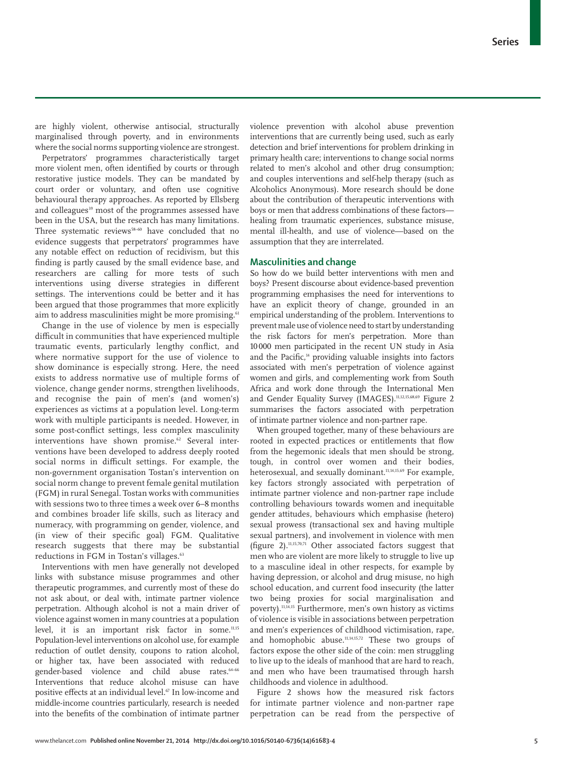are highly violent, otherwise antisocial, structurally marginalised through poverty, and in environments where the social norms supporting violence are strongest.

Perpetrators' programmes characteristically target more violent men, often identified by courts or through restorative justice models. They can be mandated by court order or voluntary, and often use cognitive behavioural therapy approaches. As reported by Ellsberg and colleagues[39] most of the programmes assessed have been in the USA, but the research has many limitations. Three systematic reviews[58–60] have concluded that no evidence suggests that perpetrators' programmes have any notable effect on reduction of recidivism, but this finding is partly caused by the small evidence base, and researchers are calling for more tests of such interventions using diverse strategies in different settings. The interventions could be better and it has been argued that those programmes that more explicitly aim to address masculinities might be more promising.[61]

Change in the use of violence by men is especially difficult in communities that have experienced multiple traumatic events, particularly lengthy conflict, and where normative support for the use of violence to show dominance is especially strong. Here, the need exists to address normative use of multiple forms of violence, change gender norms, strengthen livelihoods, and recognise the pain of men's (and women's) experiences as victims at a population level. Long-term work with multiple participants is needed. However, in some post-conflict settings, less complex masculinity interventions have shown promise.[62] Several interventions have been developed to address deeply rooted social norms in difficult settings. For example, the non-government organisation Tostan's intervention on social norm change to prevent female genital mutilation (FGM) in rural Senegal. Tostan works with communities with sessions two to three times a week over 6–8 months and combines broader life skills, such as literacy and numeracy, with programming on gender, violence, and (in view of their specific goal) FGM. Qualitative research suggests that there may be substantial reductions in FGM in Tostan's villages.[63]

Interventions with men have generally not developed links with substance misuse programmes and other therapeutic programmes, and currently most of these do not ask about, or deal with, intimate partner violence perpetration. Although alcohol is not a main driver of violence against women in many countries at a population level, it is an important risk factor in some.[11,15] Population-level interventions on alcohol use, for example reduction of outlet density, coupons to ration alcohol, or higher tax, have been associated with reduced gender-based violence and child abuse rates.[64–66] Interventions that reduce alcohol misuse can have positive effects at an individual level.[67] In low-income and middle-income countries particularly, research is needed into the benefits of the combination of intimate partner violence prevention with alcohol abuse prevention interventions that are currently being used, such as early detection and brief interventions for problem drinking in primary health care; interventions to change social norms related to men's alcohol and other drug consumption; and couples interventions and self-help therapy (such as Alcoholics Anonymous). More research should be done about the contribution of therapeutic interventions with boys or men that address combinations of these factors—healing from traumatic experiences, substance misuse, mental ill-health, and use of violence—based on the assumption that they are interrelated.

## Masculinities and change

So how do we build better interventions with men and boys? Present discourse about evidence-based prevention programming emphasises the need for interventions to have an explicit theory of change, grounded in an empirical understanding of the problem. Interventions to prevent male use of violence need to start by understanding the risk factors for men's perpetration. More than 10 000 men participated in the recent UN study in Asia and the Pacific,[14] providing valuable insights into factors associated with men's perpetration of violence against women and girls, and complementing work from South Africa and work done through the International Men and Gender Equality Survey (IMAGES).[11,12,15,68,69] Figure 2 summarises the factors associated with perpetration of intimate partner violence and non-partner rape.

When grouped together, many of these behaviours are rooted in expected practices or entitlements that flow from the hegemonic ideals that men should be strong, tough, in control over women and their bodies, heterosexual, and sexually dominant.[11,14,15,69] For example, key factors strongly associated with perpetration of intimate partner violence and non-partner rape include controlling behaviours towards women and inequitable gender attitudes, behaviours which emphasise (hetero) sexual prowess (transactional sex and having multiple sexual partners), and involvement in violence with men (figure 2).[11,15,70,71] Other associated factors suggest that men who are violent are more likely to struggle to live up to a masculine ideal in other respects, for example by having depression, or alcohol and drug misuse, no high school education, and current food insecurity (the latter two being proxies for social marginalisation and poverty).[11,14,15] Furthermore, men's own history as victims of violence is visible in associations between perpetration and men's experiences of childhood victimisation, rape, and homophobic abuse.[11,14,15,72] These two groups of factors expose the other side of the coin: men struggling to live up to the ideals of manhood that are hard to reach, and men who have been traumatised through harsh childhoods and violence in adulthood.

Figure 2 shows how the measured risk factors for intimate partner violence and non-partner rape perpetration can be read from the perspective of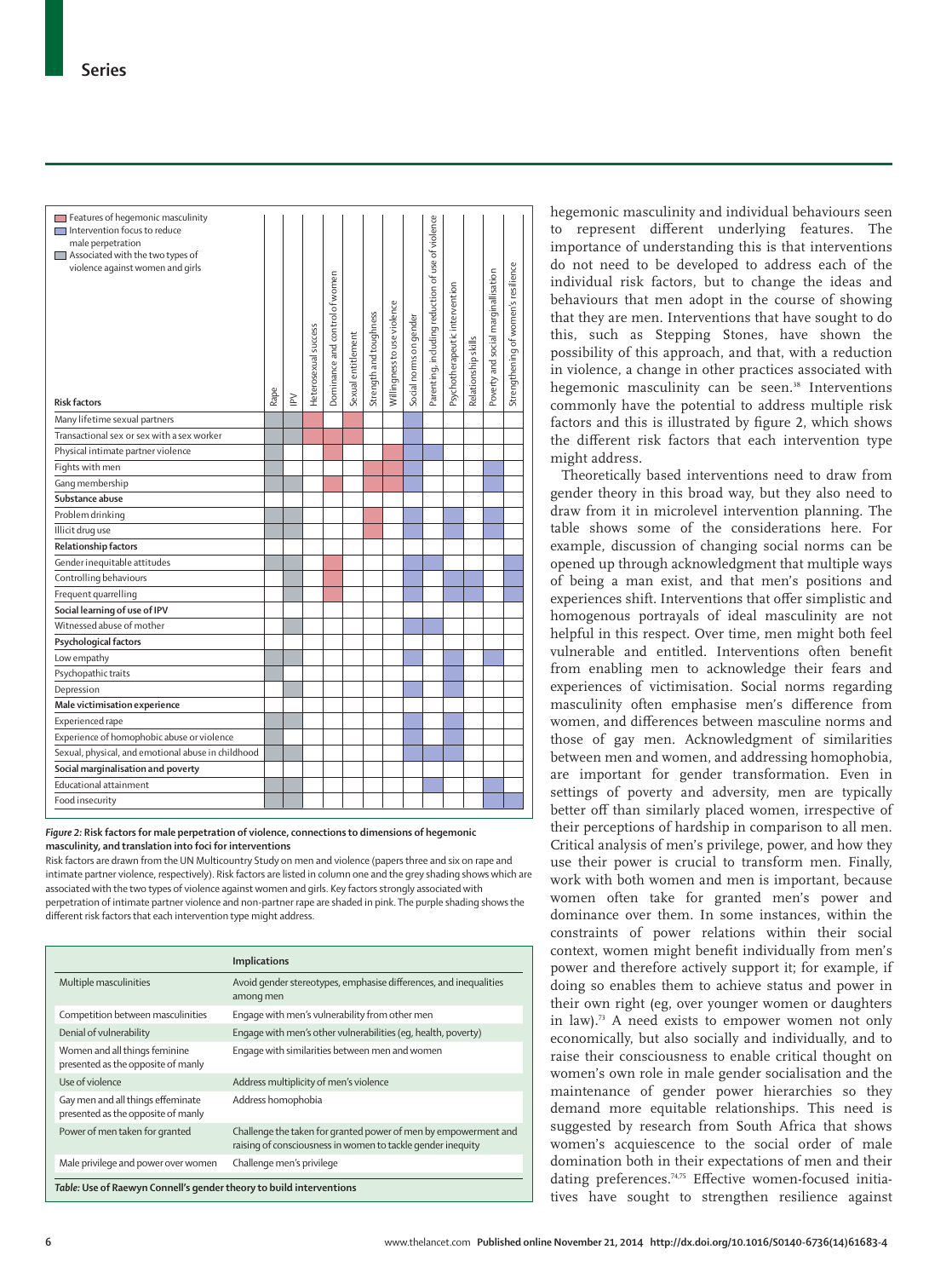| Risk factors | Rape | IPV | Heterosexual success | Dominance and control of women | Sexual entitlement | Strength and toughness | Willingness to use violence | Social norms on gender | Parenting, including reduction of use of violence | Psychotherapeutic intervention | Relationship skills | Poverty and social marginalisation | Strengthening of women's resilience |
|---|---|---|---|---|---|---|---|---|---|---|---|---|---|
| Many lifetime sexual partners | x | x | x | | x | | | x | | | | | |
| Transactional sex or sex with a sex worker | x | x | x | x | x | | | x | | | | | |
| Physical intimate partner violence | x | | | x | | | x | x | x | | | | |
| Fights with men | x | | | | | x | x | x | | | | x | |
| Gang membership | x | x | | x | | x | x | x | | | | x | |
| **Substance abuse** | | | | | | | | | | | | | |
| Problem drinking | x | x | | | | x | | x | | x | | x | |
| Illicit drug use | x | x | | | | x | | x | | x | | x | |
| **Relationship factors** | | | | | | | | | | | | | |
| Gender inequitable attitudes | x | x | | x | | | | x | x | | | | x |
| Controlling behaviours | | x | | x | | | | x | | x | x | | x |
| Frequent quarrelling | | x | | x | | | | x | | x | x | | x |
| **Social learning of use of IPV** | | | | | | | | | | | | | |
| Witnessed abuse of mother | | x | | | | | | x | x | | | | |
| **Psychological factors** | | | | | | | | | | | | | |
| Low empathy | x | x | | | | | | x | | x | | x | |
| Psychopathic traits | x | | | | | | | | | x | | | |
| Depression | | x | | | | | | x | | x | | | |
| **Male victimisation experience** | | | | | | | | | | | | | |
| Experienced rape | x | x | | | | | | x | | x | | | |
| Experience of homophobic abuse or violence | x | x | | | | | | x | | x | | | |
| Sexual, physical, and emotional abuse in childhood | x | x | | | | | | x | x | x | | | |
| **Social marginalisation and poverty** | | | | | | | | | | | | | |
| Educational attainment | x | x | | | | | | | x | | | x | |
| Food insecurity | x | x | | | | | | | | | | x | x |

Legend: Features of hegemonic masculinity (pink); Intervention focus to reduce male perpetration (purple); Associated with the two types of violence against women and girls (grey)

*Figure 2:* **Risk factors for male perpetration of violence, connections to dimensions of hegemonic masculinity, and translation into foci for interventions**

Risk factors are drawn from the UN Multicountry Study on men and violence (papers three and six on rape and intimate partner violence, respectively). Risk factors are listed in column one and the grey shading shows which are associated with the two types of violence against women and girls. Key factors strongly associated with perpetration of intimate partner violence and non-partner rape are shaded in pink. The purple shading shows the different risk factors that each intervention type might address.

| | Implications |
|---|---|
| Multiple masculinities | Avoid gender stereotypes, emphasise differences, and inequalities among men |
| Competition between masculinities | Engage with men's vulnerability from other men |
| Denial of vulnerability | Engage with men's other vulnerabilities (eg, health, poverty) |
| Women and all things feminine presented as the opposite of manly | Engage with similarities between men and women |
| Use of violence | Address multiplicity of men's violence |
| Gay men and all things effeminate presented as the opposite of manly | Address homophobia |
| Power of men taken for granted | Challenge the taken for granted power of men by empowerment and raising of consciousness in women to tackle gender inequity |
| Male privilege and power over women | Challenge men's privilege |

*Table:* **Use of Raewyn Connell's gender theory to build interventions**

hegemonic masculinity and individual behaviours seen to represent different underlying features. The importance of understanding this is that interventions do not need to be developed to address each of the individual risk factors, but to change the ideas and behaviours that men adopt in the course of showing that they are men. Interventions that have sought to do this, such as Stepping Stones, have shown the possibility of this approach, and that, with a reduction in violence, a change in other practices associated with hegemonic masculinity can be seen.[38] Interventions commonly have the potential to address multiple risk factors and this is illustrated by figure 2, which shows the different risk factors that each intervention type might address.

Theoretically based interventions need to draw from gender theory in this broad way, but they also need to draw from it in microlevel intervention planning. The table shows some of the considerations here. For example, discussion of changing social norms can be opened up through acknowledgment that multiple ways of being a man exist, and that men's positions and experiences shift. Interventions that offer simplistic and homogenous portrayals of ideal masculinity are not helpful in this respect. Over time, men might both feel vulnerable and entitled. Interventions often benefit from enabling men to acknowledge their fears and experiences of victimisation. Social norms regarding masculinity often emphasise men's difference from women, and differences between masculine norms and those of gay men. Acknowledgment of similarities between men and women, and addressing homophobia, are important for gender transformation. Even in settings of poverty and adversity, men are typically better off than similarly placed women, irrespective of their perceptions of hardship in comparison to all men. Critical analysis of men's privilege, power, and how they use their power is crucial to transform men. Finally, work with both women and men is important, because women often take for granted men's power and dominance over them. In some instances, within the constraints of power relations within their social context, women might benefit individually from men's power and therefore actively support it; for example, if doing so enables them to achieve status and power in their own right (eg, over younger women or daughters in law).[73] A need exists to empower women not only economically, but also socially and individually, and to raise their consciousness to enable critical thought on women's own role in male gender socialisation and the maintenance of gender power hierarchies so they demand more equitable relationships. This need is suggested by research from South Africa that shows women's acquiescence to the social order of male domination both in their expectations of men and their dating preferences.[74,75] Effective women-focused initiatives have sought to strengthen resilience against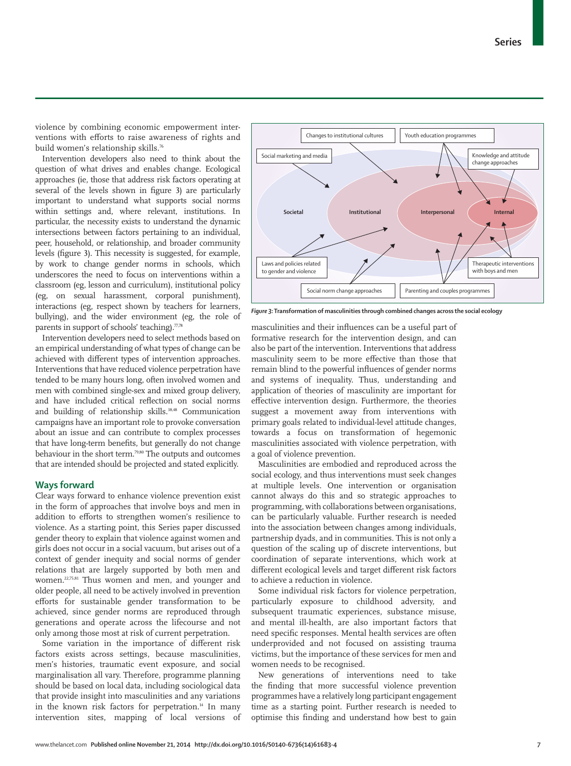violence by combining economic empowerment interventions with efforts to raise awareness of rights and build women's relationship skills.[76]

Intervention developers also need to think about the question of what drives and enables change. Ecological approaches (ie, those that address risk factors operating at several of the levels shown in figure 3) are particularly important to understand what supports social norms within settings and, where relevant, institutions. In particular, the necessity exists to understand the dynamic intersections between factors pertaining to an individual, peer, household, or relationship, and broader community levels (figure 3). This necessity is suggested, for example, by work to change gender norms in schools, which underscores the need to focus on interventions within a classroom (eg, lesson and curriculum), institutional policy (eg, on sexual harassment, corporal punishment), interactions (eg, respect shown by teachers for learners, bullying), and the wider environment (eg, the role of parents in support of schools' teaching).[77,78]

Intervention developers need to select methods based on an empirical understanding of what types of change can be achieved with different types of intervention approaches. Interventions that have reduced violence perpetration have tended to be many hours long, often involved women and men with combined single-sex and mixed group delivery, and have included critical reflection on social norms and building of relationship skills.[38,48] Communication campaigns have an important role to provoke conversation about an issue and can contribute to complex processes that have long-term benefits, but generally do not change behaviour in the short term.[79,80] The outputs and outcomes that are intended should be projected and stated explicitly.

## Ways forward

Clear ways forward to enhance violence prevention exist in the form of approaches that involve boys and men in addition to efforts to strengthen women's resilience to violence. As a starting point, this Series paper discussed gender theory to explain that violence against women and girls does not occur in a social vacuum, but arises out of a context of gender inequity and social norms of gender relations that are largely supported by both men and women.[22,75,81] Thus women and men, and younger and older people, all need to be actively involved in prevention efforts for sustainable gender transformation to be achieved, since gender norms are reproduced through generations and operate across the lifecourse and not only among those most at risk of current perpetration.

Some variation in the importance of different risk factors exists across settings, because masculinities, men's histories, traumatic event exposure, and social marginalisation all vary. Therefore, programme planning should be based on local data, including sociological data that provide insight into masculinities and any variations in the known risk factors for perpetration.[14] In many intervention sites, mapping of local versions of masculinities and their influences can be a useful part of formative research for the intervention design, and can also be part of the intervention. Interventions that address masculinity seem to be more effective than those that remain blind to the powerful influences of gender norms and systems of inequality. Thus, understanding and application of theories of masculinity are important for effective intervention design. Furthermore, the theories suggest a movement away from interventions with primary goals related to individual-level attitude changes, towards a focus on transformation of hegemonic masculinities associated with violence perpetration, with a goal of violence prevention.

Masculinities are embodied and reproduced across the social ecology, and thus interventions must seek changes at multiple levels. One intervention or organisation cannot always do this and so strategic approaches to programming, with collaborations between organisations, can be particularly valuable. Further research is needed into the association between changes among individuals, partnership dyads, and in communities. This is not only a question of the scaling up of discrete interventions, but coordination of separate interventions, which work at different ecological levels and target different risk factors to achieve a reduction in violence.

Some individual risk factors for violence perpetration, particularly exposure to childhood adversity, and subsequent traumatic experiences, substance misuse, and mental ill-health, are also important factors that need specific responses. Mental health services are often underprovided and not focused on assisting trauma victims, but the importance of these services for men and women needs to be recognised.

New generations of interventions need to take the finding that more successful violence prevention programmes have a relatively long participant engagement time as a starting point. Further research is needed to optimise this finding and understand how best to gain

Changes to institutional cultures | Youth education programmes | Social marketing and media | Knowledge and attitude change approaches | Societal | Institutional | Interpersonal | Internal | Laws and policies related to gender and violence | Therapeutic interventions with boys and men | Social norm change approaches | Parenting and couples programmes

*Figure 3:* **Transformation of masculinities through combined changes across the social ecology**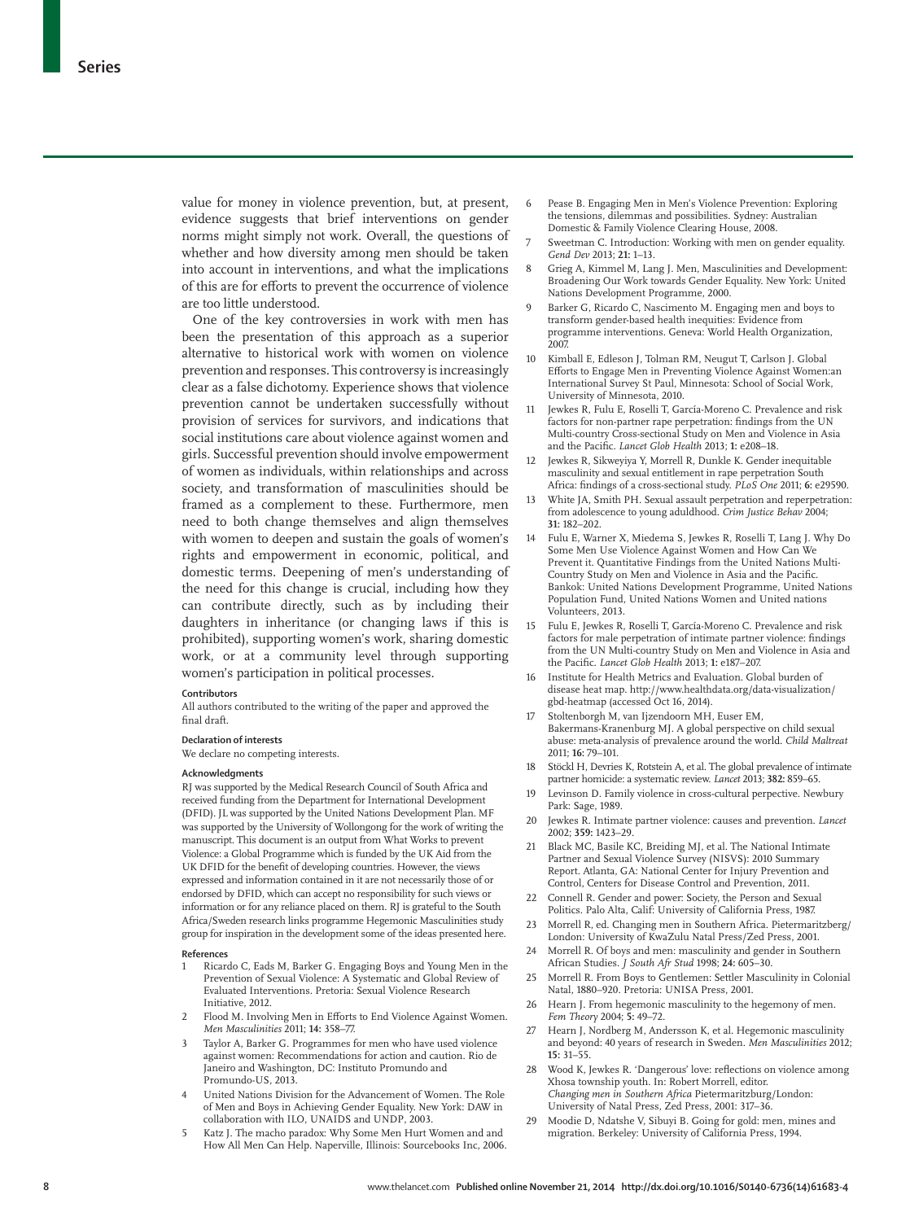value for money in violence prevention, but, at present, evidence suggests that brief interventions on gender norms might simply not work. Overall, the questions of whether and how diversity among men should be taken into account in interventions, and what the implications of this are for efforts to prevent the occurrence of violence are too little understood.

One of the key controversies in work with men has been the presentation of this approach as a superior alternative to historical work with women on violence prevention and responses. This controversy is increasingly clear as a false dichotomy. Experience shows that violence prevention cannot be undertaken successfully without provision of services for survivors, and indications that social institutions care about violence against women and girls. Successful prevention should involve empowerment of women as individuals, within relationships and across society, and transformation of masculinities should be framed as a complement to these. Furthermore, men need to both change themselves and align themselves with women to deepen and sustain the goals of women's rights and empowerment in economic, political, and domestic terms. Deepening of men's understanding of the need for this change is crucial, including how they can contribute directly, such as by including their daughters in inheritance (or changing laws if this is prohibited), supporting women's work, sharing domestic work, or at a community level through supporting women's participation in political processes.

#### Contributors

All authors contributed to the writing of the paper and approved the final draft.

#### Declaration of interests

We declare no competing interests.

#### Acknowledgments

RJ was supported by the Medical Research Council of South Africa and received funding from the Department for International Development (DFID). JL was supported by the United Nations Development Plan. MF was supported by the University of Wollongong for the work of writing the manuscript. This document is an output from What Works to prevent Violence: a Global Programme which is funded by the UK Aid from the UK DFID for the benefit of developing countries. However, the views expressed and information contained in it are not necessarily those of or endorsed by DFID, which can accept no responsibility for such views or information or for any reliance placed on them. RJ is grateful to the South Africa/Sweden research links programme Hegemonic Masculinities study group for inspiration in the development some of the ideas presented here.

#### References

1. Ricardo C, Eads M, Barker G. Engaging Boys and Young Men in the Prevention of Sexual Violence: A Systematic and Global Review of Evaluated Interventions. Pretoria: Sexual Violence Research Initiative, 2012.
2. Flood M. Involving Men in Efforts to End Violence Against Women. *Men Masculinities* 2011; **14:** 358–77.
3. Taylor A, Barker G. Programmes for men who have used violence against women: Recommendations for action and caution. Rio de Janeiro and Washington, DC: Instituto Promundo and Promundo-US, 2013.
4. United Nations Division for the Advancement of Women. The Role of Men and Boys in Achieving Gender Equality. New York: DAW in collaboration with ILO, UNAIDS and UNDP, 2003.
5. Katz J. The macho paradox: Why Some Men Hurt Women and and How All Men Can Help. Naperville, Illinois: Sourcebooks Inc, 2006.
6. Pease B. Engaging Men in Men's Violence Prevention: Exploring the tensions, dilemmas and possibilities. Sydney: Australian Domestic & Family Violence Clearing House, 2008.
7. Sweetman C. Introduction: Working with men on gender equality. *Gend Dev* 2013; **21:** 1–13.
8. Grieg A, Kimmel M, Lang J. Men, Masculinities and Development: Broadening Our Work towards Gender Equality. New York: United Nations Development Programme, 2000.
9. Barker G, Ricardo C, Nascimento M. Engaging men and boys to transform gender-based health inequities: Evidence from programme interventions. Geneva: World Health Organization, 2007.
10. Kimball E, Edleson J, Tolman RM, Neugut T, Carlson J. Global Efforts to Engage Men in Preventing Violence Against Women:an International Survey St Paul, Minnesota: School of Social Work, University of Minnesota, 2010.
11. Jewkes R, Fulu E, Roselli T, Garcia-Moreno C. Prevalence and risk factors for non-partner rape perpetration: findings from the UN Multi-country Cross-sectional Study on Men and Violence in Asia and the Pacific. *Lancet Glob Health* 2013; **1:** e208–18.
12. Jewkes R, Sikweyiya Y, Morrell R, Dunkle K. Gender inequitable masculinity and sexual entitlement in rape perpetration South Africa: findings of a cross-sectional study. *PLoS One* 2011; **6:** e29590.
13. White JA, Smith PH. Sexual assault perpetration and reperpetration: from adolescence to young adulthood. *Crim Justice Behav* 2004; **31:** 182–202.
14. Fulu E, Warner X, Miedema S, Jewkes R, Roselli T, Lang J. Why Do Some Men Use Violence Against Women and How Can We Prevent it. Quantitative Findings from the United Nations Multi-Country Study on Men and Violence in Asia and the Pacific. Bankok: United Nations Development Programme, United Nations Population Fund, United Nations Women and United nations Volunteers, 2013.
15. Fulu E, Jewkes R, Roselli T, Garcia-Moreno C. Prevalence and risk factors for male perpetration of intimate partner violence: findings from the UN Multi-country Study on Men and Violence in Asia and the Pacific. *Lancet Glob Health* 2013; **1:** e187–207.
16. Institute for Health Metrics and Evaluation. Global burden of disease heat map. http://www.healthdata.org/data-visualization/gbd-heatmap (accessed Oct 16, 2014).
17. Stoltenborgh M, van Ijzendoorn MH, Euser EM, Bakermans-Kranenburg MJ. A global perspective on child sexual abuse: meta-analysis of prevalence around the world. *Child Maltreat* 2011; **16:** 79–101.
18. Stöckl H, Devries K, Rotstein A, et al. The global prevalence of intimate partner homicide: a systematic review. *Lancet* 2013; **382:** 859–65.
19. Levinson D. Family violence in cross-cultural perpective. Newbury Park: Sage, 1989.
20. Jewkes R. Intimate partner violence: causes and prevention. *Lancet* 2002; **359:** 1423–29.
21. Black MC, Basile KC, Breiding MJ, et al. The National Intimate Partner and Sexual Violence Survey (NISVS): 2010 Summary Report. Atlanta, GA: National Center for Injury Prevention and Control, Centers for Disease Control and Prevention, 2011.
22. Connell R. Gender and power: Society, the Person and Sexual Politics. Palo Alta, Calif: University of California Press, 1987.
23. Morrell R, ed. Changing men in Southern Africa. Pietermaritzberg/London: University of KwaZulu Natal Press/Zed Press, 2001.
24. Morrell R. Of boys and men: masculinity and gender in Southern African Studies. *J South Afr Stud* 1998; **24:** 605–30.
25. Morrell R. From Boys to Gentlemen: Settler Masculinity in Colonial Natal, 1880–920. Pretoria: UNISA Press, 2001.
26. Hearn J. From hegemonic masculinity to the hegemony of men. *Fem Theory* 2004; **5:** 49–72.
27. Hearn J, Nordberg M, Andersson K, et al. Hegemonic masculinity and beyond: 40 years of research in Sweden. *Men Masculinities* 2012; **15:** 31–55.
28. Wood K, Jewkes R. 'Dangerous' love: reflections on violence among Xhosa township youth. In: Robert Morrell, editor. *Changing men in Southern Africa* Pietermaritzburg/London: University of Natal Press, Zed Press, 2001: 317–36.
29. Moodie D, Ndatshe V, Sibuyi B. Going for gold: men, mines and migration. Berkeley: University of California Press, 1994.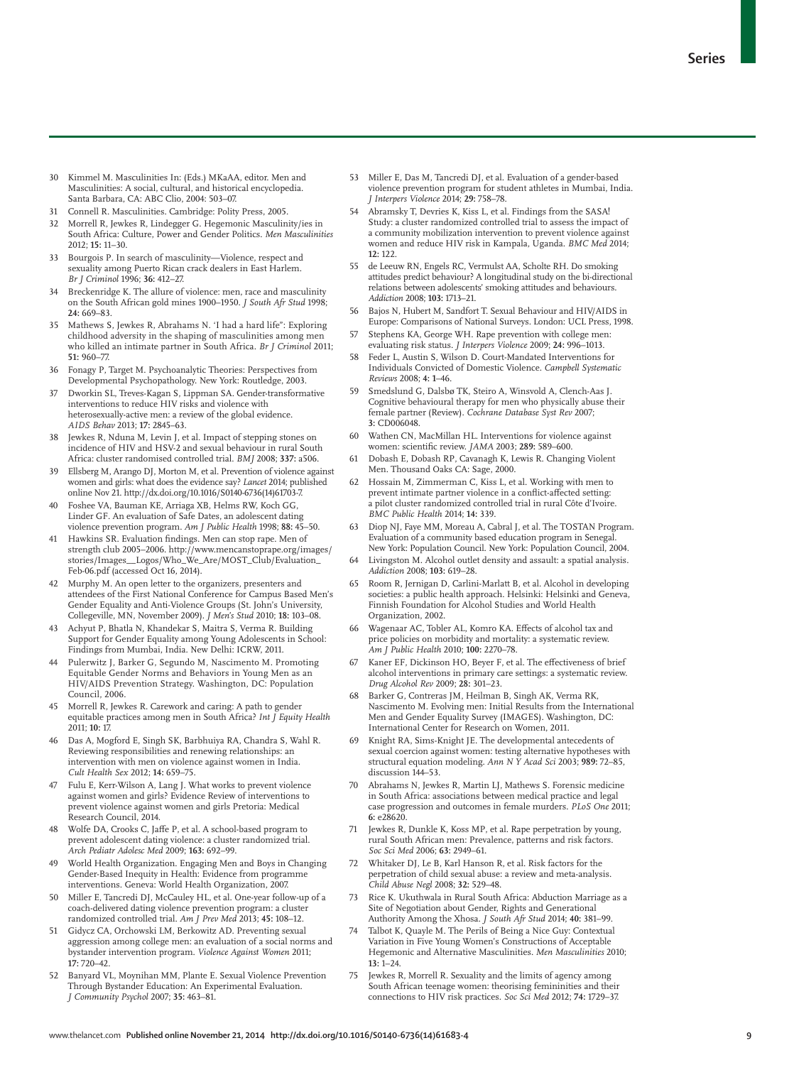30 Kimmel M. Masculinities In: (Eds.) MKaAA, editor. Men and Masculinities: A social, cultural, and historical encyclopedia. Santa Barbara, CA: ABC Clio, 2004: 503–07.

31 Connell R. Masculinities. Cambridge: Polity Press, 2005.

32 Morrell R, Jewkes R, Lindegger G. Hegemonic Masculinity/ies in South Africa: Culture, Power and Gender Politics. *Men Masculinities* 2012; **15:** 11–30.

33 Bourgois P. In search of masculinity—Violence, respect and sexuality among Puerto Rican crack dealers in East Harlem. *Br J Criminol* 1996; **36:** 412–27.

34 Breckenridge K. The allure of violence: men, race and masculinity on the South African gold mines 1900–1950. *J South Afr Stud* 1998; **24:** 669–83.

35 Mathews S, Jewkes R, Abrahams N. 'I had a hard life": Exploring childhood adversity in the shaping of masculinities among men who killed an intimate partner in South Africa. *Br J Criminol* 2011; **51:** 960–77.

36 Fonagy P, Target M. Psychoanalytic Theories: Perspectives from Developmental Psychopathology. New York: Routledge, 2003.

37 Dworkin SL, Treves-Kagan S, Lippman SA. Gender-transformative interventions to reduce HIV risks and violence with heterosexually-active men: a review of the global evidence. *AIDS Behav* 2013; **17:** 2845–63.

38 Jewkes R, Nduna M, Levin J, et al. Impact of stepping stones on incidence of HIV and HSV-2 and sexual behaviour in rural South Africa: cluster randomised controlled trial. *BMJ* 2008; **337:** a506.

39 Ellsberg M, Arango DJ, Morton M, et al. Prevention of violence against women and girls: what does the evidence say? *Lancet* 2014; published online Nov 21. http://dx.doi.org/10.1016/S0140-6736(14)61703-7.

40 Foshee VA, Bauman KE, Arriaga XB, Helms RW, Koch GG, Linder GF. An evaluation of Safe Dates, an adolescent dating violence prevention program. *Am J Public Health* 1998; **88:** 45–50.

41 Hawkins SR. Evaluation findings. Men can stop rape. Men of strength club 2005–2006. http://www.mencanstoprape.org/images/stories/Images__Logos/Who_We_Are/MOST_Club/Evaluation_Feb-06.pdf (accessed Oct 16, 2014).

42 Murphy M. An open letter to the organizers, presenters and attendees of the First National Conference for Campus Based Men's Gender Equality and Anti-Violence Groups (St. John's University, Collegeville, MN, November 2009). *J Men's Stud* 2010; **18:** 103–08.

43 Achyut P, Bhatla N, Khandekar S, Maitra S, Verma R. Building Support for Gender Equality among Young Adolescents in School: Findings from Mumbai, India. New Delhi: ICRW, 2011.

44 Pulerwitz J, Barker G, Segundo M, Nascimento M. Promoting Equitable Gender Norms and Behaviors in Young Men as an HIV/AIDS Prevention Strategy. Washington, DC: Population Council, 2006.

45 Morrell R, Jewkes R. Carework and caring: A path to gender equitable practices among men in South Africa? *Int J Equity Health* 2011; **10:** 17.

46 Das A, Mogford E, Singh SK, Barbhuiya RA, Chandra S, Wahl R. Reviewing responsibilities and renewing relationships: an intervention with men on violence against women in India. *Cult Health Sex* 2012; **14:** 659–75.

47 Fulu E, Kerr-Wilson A, Lang J. What works to prevent violence against women and girls? Evidence Review of interventions to prevent violence against women and girls Pretoria: Medical Research Council, 2014.

48 Wolfe DA, Crooks C, Jaffe P, et al. A school-based program to prevent adolescent dating violence: a cluster randomized trial. *Arch Pediatr Adolesc Med* 2009; **163:** 692–99.

49 World Health Organization. Engaging Men and Boys in Changing Gender-Based Inequity in Health: Evidence from programme interventions. Geneva: World Health Organization, 2007.

50 Miller E, Tancredi DJ, McCauley HL, et al. One-year follow-up of a coach-delivered dating violence prevention program: a cluster randomized controlled trial. *Am J Prev Med* 2013; **45:** 108–12.

51 Gidycz CA, Orchowski LM, Berkowitz AD. Preventing sexual aggression among college men: an evaluation of a social norms and bystander intervention program. *Violence Against Women* 2011; **17:** 720–42.

52 Banyard VL, Moynihan MM, Plante E. Sexual Violence Prevention Through Bystander Education: An Experimental Evaluation. *J Community Psychol* 2007; **35:** 463–81.

53 Miller E, Das M, Tancredi DJ, et al. Evaluation of a gender-based violence prevention program for student athletes in Mumbai, India. *J Interpers Violence* 2014; **29:** 758–78.

54 Abramsky T, Devries K, Kiss L, et al. Findings from the SASA! Study: a cluster randomized controlled trial to assess the impact of a community mobilization intervention to prevent violence against women and reduce HIV risk in Kampala, Uganda. *BMC Med* 2014; **12:** 122.

55 de Leeuw RN, Engels RC, Vermulst AA, Scholte RH. Do smoking attitudes predict behaviour? A longitudinal study on the bi-directional relations between adolescents' smoking attitudes and behaviours. *Addiction* 2008; **103:** 1713–21.

56 Bajos N, Hubert M, Sandfort T. Sexual Behaviour and HIV/AIDS in Europe: Comparisons of National Surveys. London: UCL Press, 1998.

57 Stephens KA, George WH. Rape prevention with college men: evaluating risk status. *J Interpers Violence* 2009; **24:** 996–1013.

58 Feder L, Austin S, Wilson D. Court-Mandated Interventions for Individuals Convicted of Domestic Violence. *Campbell Systematic Reviews* 2008; **4:** 1–46.

59 Smedslund G, Dalsbø TK, Steiro A, Winsvold A, Clench-Aas J. Cognitive behavioural therapy for men who physically abuse their female partner (Review). *Cochrane Database Syst Rev* 2007; **3:** CD006048.

60 Wathen CN, MacMillan HL. Interventions for violence against women: scientific review. *JAMA* 2003; **289:** 589–600.

61 Dobash E, Dobash RP, Cavanagh K, Lewis R. Changing Violent Men. Thousand Oaks CA: Sage, 2000.

62 Hossain M, Zimmerman C, Kiss L, et al. Working with men to prevent intimate partner violence in a conflict-affected setting: a pilot cluster randomized controlled trial in rural Côte d'Ivoire. *BMC Public Health* 2014; **14:** 339.

63 Diop NJ, Faye MM, Moreau A, Cabral J, et al. The TOSTAN Program. Evaluation of a community based education program in Senegal. New York: Population Council. New York: Population Council, 2004.

64 Livingston M. Alcohol outlet density and assault: a spatial analysis. *Addiction* 2008; **103:** 619–28.

65 Room R, Jernigan D, Carlini-Marlatt B, et al. Alcohol in developing societies: a public health approach. Helsinki: Helsinki and Geneva, Finnish Foundation for Alcohol Studies and World Health Organization, 2002.

66 Wagenaar AC, Tobler AL, Komro KA. Effects of alcohol tax and price policies on morbidity and mortality: a systematic review. *Am J Public Health* 2010; **100:** 2270–78.

67 Kaner EF, Dickinson HO, Beyer F, et al. The effectiveness of brief alcohol interventions in primary care settings: a systematic review. *Drug Alcohol Rev* 2009; **28:** 301–23.

68 Barker G, Contreras JM, Heilman B, Singh AK, Verma RK, Nascimento M. Evolving men: Initial Results from the International Men and Gender Equality Survey (IMAGES). Washington, DC: International Center for Research on Women, 2011.

69 Knight RA, Sims-Knight JE. The developmental antecedents of sexual coercion against women: testing alternative hypotheses with structural equation modeling. *Ann N Y Acad Sci* 2003; **989:** 72–85, discussion 144–53.

70 Abrahams N, Jewkes R, Martin LJ, Mathews S. Forensic medicine in South Africa: associations between medical practice and legal case progression and outcomes in female murders. *PLoS One* 2011; **6:** e28620.

71 Jewkes R, Dunkle K, Koss MP, et al. Rape perpetration by young, rural South African men: Prevalence, patterns and risk factors. *Soc Sci Med* 2006; **63:** 2949–61.

72 Whitaker DJ, Le B, Karl Hanson R, et al. Risk factors for the perpetration of child sexual abuse: a review and meta-analysis. *Child Abuse Negl* 2008; **32:** 529–48.

73 Rice K. Ukuthwala in Rural South Africa: Abduction Marriage as a Site of Negotiation about Gender, Rights and Generational Authority Among the Xhosa. *J South Afr Stud* 2014; **40:** 381–99.

74 Talbot K, Quayle M. The Perils of Being a Nice Guy: Contextual Variation in Five Young Women's Constructions of Acceptable Hegemonic and Alternative Masculinities. *Men Masculinities* 2010; **13:** 1–24.

75 Jewkes R, Morrell R. Sexuality and the limits of agency among South African teenage women: theorising femininities and their connections to HIV risk practices. *Soc Sci Med* 2012; **74:** 1729–37.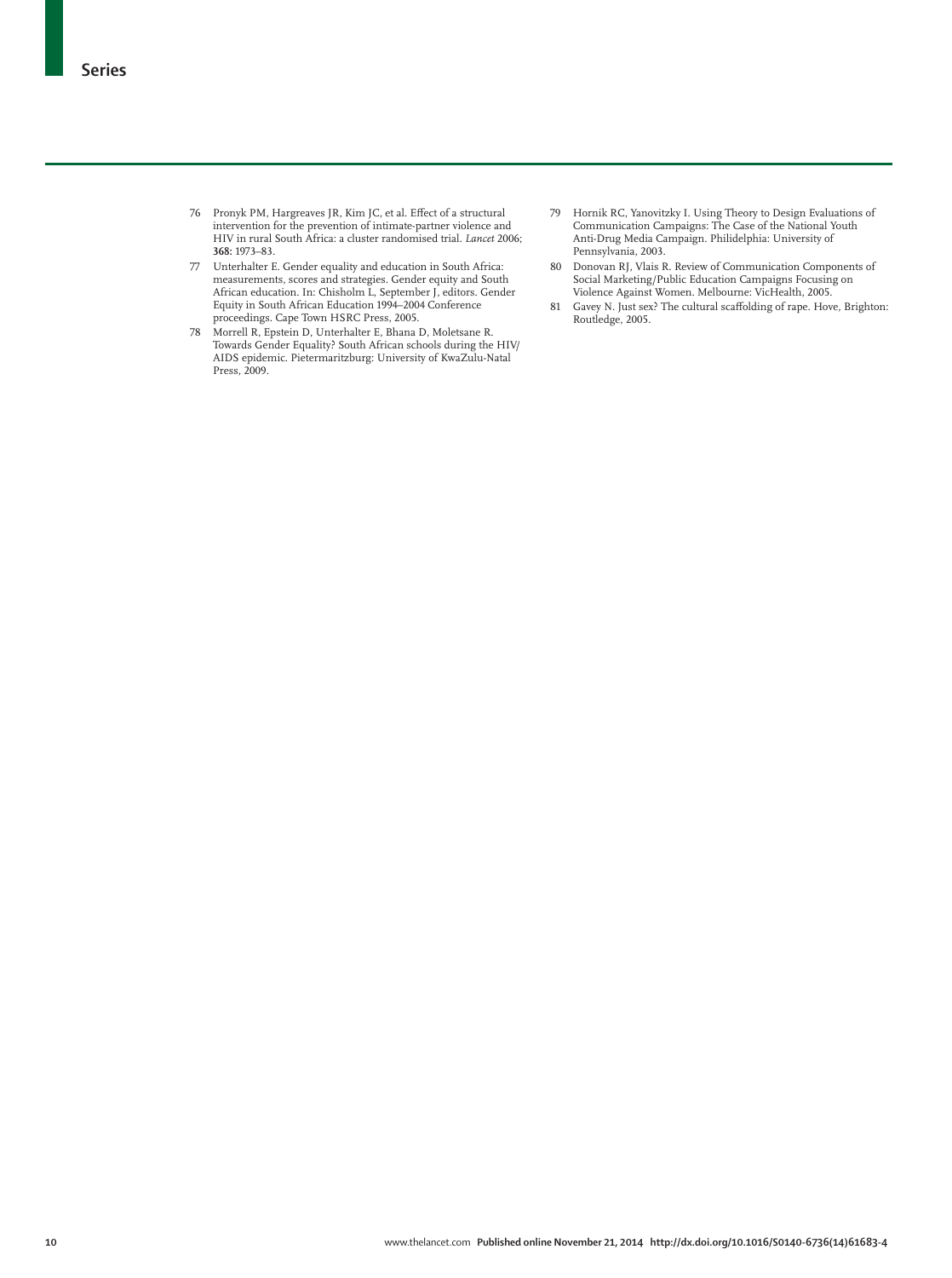76 Pronyk PM, Hargreaves JR, Kim JC, et al. Effect of a structural intervention for the prevention of intimate-partner violence and HIV in rural South Africa: a cluster randomised trial. *Lancet* 2006; **368:** 1973–83.

77 Unterhalter E. Gender equality and education in South Africa: measurements, scores and strategies. Gender equity and South African education. In: Chisholm L, September J, editors. Gender Equity in South African Education 1994–2004 Conference proceedings. Cape Town HSRC Press, 2005.

78 Morrell R, Epstein D, Unterhalter E, Bhana D, Moletsane R. Towards Gender Equality? South African schools during the HIV/AIDS epidemic. Pietermaritzburg: University of KwaZulu-Natal Press, 2009.

79 Hornik RC, Yanovitzky I. Using Theory to Design Evaluations of Communication Campaigns: The Case of the National Youth Anti-Drug Media Campaign. Philidelphia: University of Pennsylvania, 2003.

80 Donovan RJ, Vlais R. Review of Communication Components of Social Marketing/Public Education Campaigns Focusing on Violence Against Women. Melbourne: VicHealth, 2005.

81 Gavey N. Just sex? The cultural scaffolding of rape. Hove, Brighton: Routledge, 2005.